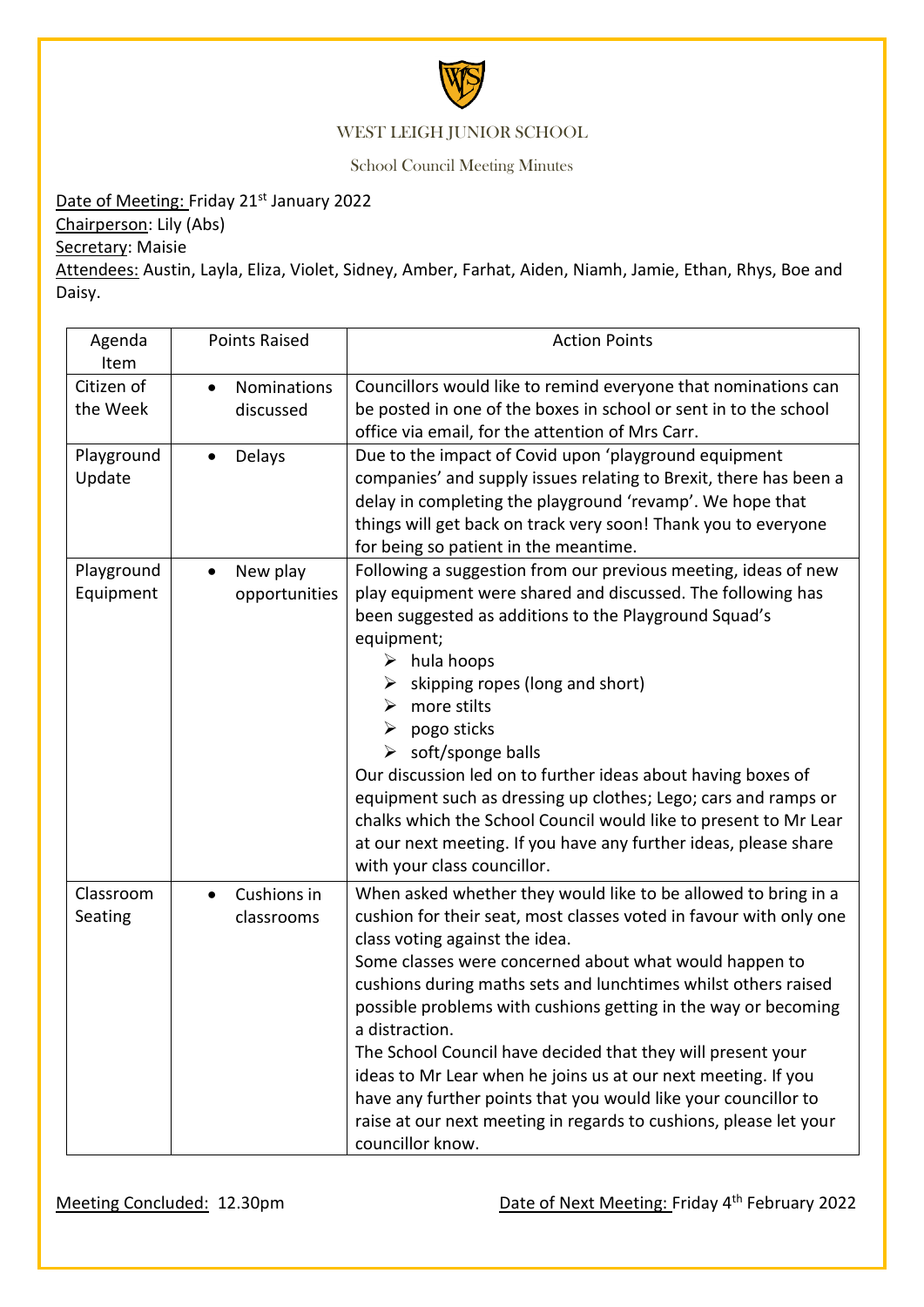# WEST LEIGH JUNIOR SCHOOL

## School Council Meeting Minutes

Date of Meeting: Friday 21st January 2022

Chairperson: Lily (Abs)

Secretary: Maisie

Attendees: Austin, Layla, Eliza, Violet, Sidney, Amber, Farhat, Aiden, Niamh, Jamie, Ethan, Rhys, Boe and Daisy.

| Agenda Item | Points Raised | Action Points |
|---|---|---|
| Citizen of the Week | • Nominations discussed | Councillors would like to remind everyone that nominations can be posted in one of the boxes in school or sent in to the school office via email, for the attention of Mrs Carr. |
| Playground Update | • Delays | Due to the impact of Covid upon 'playground equipment companies' and supply issues relating to Brexit, there has been a delay in completing the playground 'revamp'. We hope that things will get back on track very soon! Thank you to everyone for being so patient in the meantime. |
| Playground Equipment | • New play opportunities | Following a suggestion from our previous meeting, ideas of new play equipment were shared and discussed. The following has been suggested as additions to the Playground Squad's equipment;<br>➢ hula hoops<br>➢ skipping ropes (long and short)<br>➢ more stilts<br>➢ pogo sticks<br>➢ soft/sponge balls<br>Our discussion led on to further ideas about having boxes of equipment such as dressing up clothes; Lego; cars and ramps or chalks which the School Council would like to present to Mr Lear at our next meeting. If you have any further ideas, please share with your class councillor. |
| Classroom Seating | • Cushions in classrooms | When asked whether they would like to be allowed to bring in a cushion for their seat, most classes voted in favour with only one class voting against the idea.<br>Some classes were concerned about what would happen to cushions during maths sets and lunchtimes whilst others raised possible problems with cushions getting in the way or becoming a distraction.<br>The School Council have decided that they will present your ideas to Mr Lear when he joins us at our next meeting. If you have any further points that you would like your councillor to raise at our next meeting in regards to cushions, please let your councillor know. |

Meeting Concluded: 12.30pm

Date of Next Meeting: Friday 4th February 2022